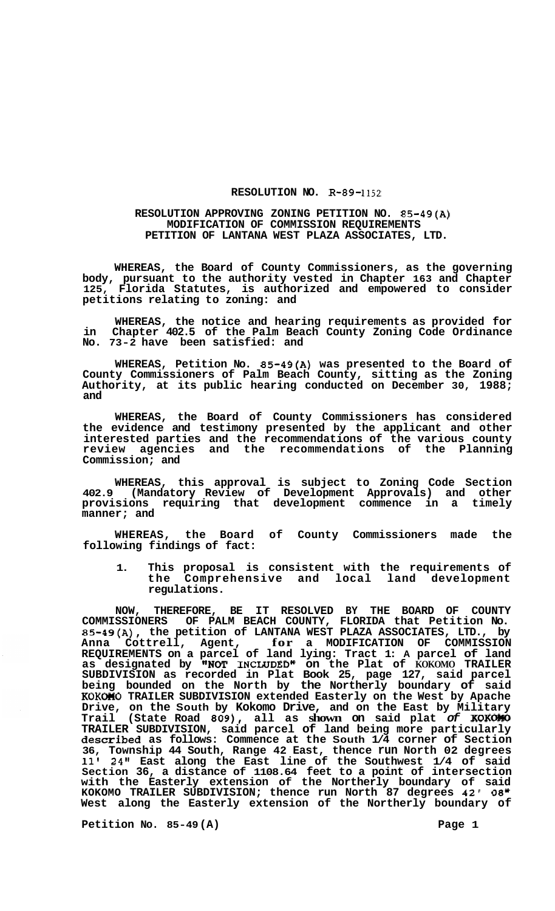**RESOLUTION NO. R-89-1152**

**RESOLUTION APPROVING ZONING PETITION NO. 85-49(A)**
**MODIFICATION OF COMMISSION REQUIREMENTS**
**PETITION OF LANTANA WEST PLAZA ASSOCIATES, LTD.**

**WHEREAS, the Board of County Commissioners, as the governing body, pursuant to the authority vested in Chapter 163 and Chapter 125, Florida Statutes, is authorized and empowered to consider petitions relating to zoning: and**

**WHEREAS, the notice and hearing requirements as provided for in Chapter 402.5 of the Palm Beach County Zoning Code Ordinance No. 73-2 have been satisfied: and**

**WHEREAS, Petition No. 85-49(A) was presented to the Board of County Commissioners of Palm Beach County, sitting as the Zoning Authority, at its public hearing conducted on December 30, 1988; and**

**WHEREAS, the Board of County Commissioners has considered the evidence and testimony presented by the applicant and other interested parties and the recommendations of the various county review agencies and the recommendations of the Planning Commission; and**

**WHEREAS, this approval is subject to Zoning Code Section 402.9 (Mandatory Review of Development Approvals) and other provisions requiring that development commence in a timely manner; and**

**WHEREAS, the Board of County Commissioners made the following findings of fact:**

1. **This proposal is consistent with the requirements of the Comprehensive and local land development regulations.**

**NOW, THEREFORE, BE IT RESOLVED BY THE BOARD OF COUNTY COMMISSIONERS OF PALM BEACH COUNTY, FLORIDA that Petition No. 85-49(A), the petition of LANTANA WEST PLAZA ASSOCIATES, LTD., by Anna Cottrell, Agent, for a MODIFICATION OF COMMISSION REQUIREMENTS on a parcel of land lying: Tract 1: A parcel of land as designated by "NOT INCLUDED" on the Plat of KOKOMO TRAILER SUBDIVISION as recorded in Plat Book 25, page 127, said parcel being bounded on the North by the Northerly boundary of said KOKOMO TRAILER SUBDIVISION extended Easterly on the West by Apache Drive, on the South by Kokomo Drive, and on the East by Military Trail (State Road 809), all as shown on said plat of KOKOMO TRAILER SUBDIVISION, said parcel of land being more particularly described as follows: Commence at the South 1/4 corner of Section 36, Township 44 South, Range 42 East, thence run North 02 degrees 11' 24" East along the East line of the Southwest 1/4 of said Section 36, a distance of 1108.64 feet to a point of intersection with the Easterly extension of the Northerly boundary of said KOKOMO TRAILER SUBDIVISION; thence run North 87 degrees 42' 08" West along the Easterly extension of the Northerly boundary of**

**Petition No. 85-49(A)**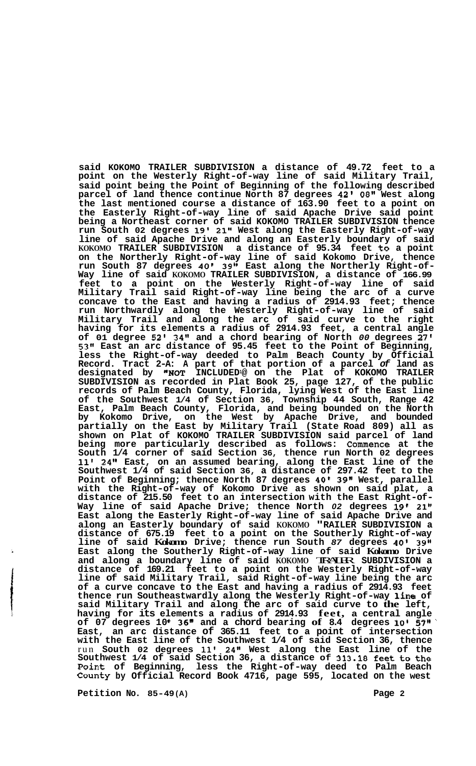said KOKOMO TRAILER SUBDIVISION a distance of 49.72 feet to a point on the Westerly Right-of-way line of said Military Trail, said point being the Point of Beginning of the following described parcel of land thence continue North 87 degrees 42' 08" West along the last mentioned course a distance of 163.90 feet to a point on the Easterly Right-of-way line of said Apache Drive said point being a Northeast corner of said KOKOMO TRAILER SUBDIVISION thence run South 02 degrees 19' 21" West along the Easterly Right-of-way line of said Apache Drive and along an Easterly boundary of said KOKOMO TRAILER SUBDIVISION a distance of 95.34 feet to a point on the Northerly Right-of-way line of said Kokomo Drive, thence run South 87 degrees 40' 39" East along the Northerly Right-of-Way line of said KOKOMO TRAILER SUBDIVISION, a distance of 166.99 feet to a point on the Westerly Right-of-way line of said Military Trail said Right-of-way line being the arc of a curve concave to the East and having a radius of 2914.93 feet; thence run Northwardly along the Westerly Right-of-way line of said Military Trail and along the arc of said curve to the right having for its elements a radius of 2914.93 feet, a central angle of 01 degree 52' 34" and a chord bearing of North 00 degrees 27' 53" East an arc distance of 95.45 feet to the Point of Beginning, less the Right-of-way deeded to Palm Beach County by Official Record. Tract 2-A: A part of that portion of a parcel of land as designated by "NOT INCLUDED" on the Plat of KOKOMO TRAILER SUBDIVISION as recorded in Plat Book 25, page 127, of the public records of Palm Beach County, Florida, lying West of the East line of the Southwest 1/4 of Section 36, Township 44 South, Range 42 East, Palm Beach County, Florida, and being bounded on the North by Kokomo Drive, on the West by Apache Drive, and bounded partially on the East by Military Trail (State Road 809) all as shown on Plat of KOKOMO TRAILER SUBDIVISION said parcel of land being more particularly described as follows: Commence at the South 1/4 corner of said Section 36, thence run North 02 degrees 11' 24" East, on an assumed bearing, along the East line of the Southwest 1/4 of said Section 36, a distance of 297.42 feet to the Point of Beginning; thence North 87 degrees 40' 39" West, parallel with the Right-of-way of Kokomo Drive as shown on said plat, a distance of 215.50 feet to an intersection with the East Right-of-Way line of said Apache Drive; thence North 02 degrees 19' 21" East along the Easterly Right-of-way line of said Apache Drive and along an Easterly boundary of said KOKOMO "RAILER SUBDIVISION a distance of 675.19 feet to a point on the Southerly Right-of-way line of said Kokomo Drive; thence run South 87 degrees 40' 39" East along the Southerly Right-of-way line of said Kokomo Drive and along a boundary line of said KOKOMO TRAILER SUBDIVISION a distance of 169.21 feet to a point on the Westerly Right-of-way line of said Military Trail, said Right-of-way line being the arc of a curve concave to the East and having a radius of 2914.93 feet thence run Southeastwardly along the Westerly Right-of-way line of said Military Trail and along the arc of said curve to the left, having for its elements a radius of 2914.93 feet, a central angle of 07 degrees 10' 36" and a chord bearing of 8.4 degrees 10' 57" East, an arc distance of 365.11 feet to a point of intersection with the East line of the Southwest 1/4 of said Section 36, thence run South 02 degrees 11' 24" West along the East line of the Southwest 1/4 of said Section 36, a distance of 313.18 feet to the Point of Beginning, less the Right-of-way deed to Palm Beach County by Official Record Book 4716, page 595, located on the west

Petition No. 85-49(A)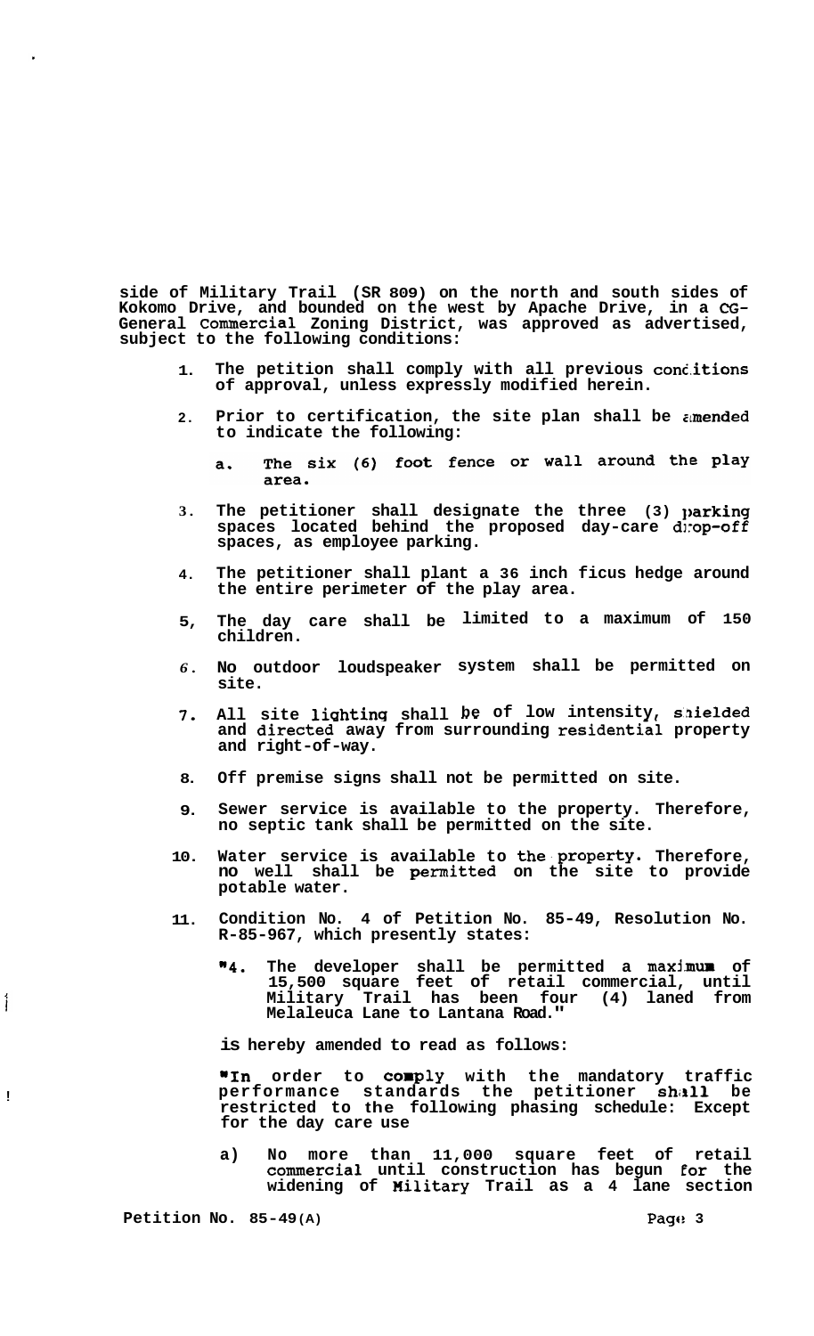**side of Military Trail (SR 809) on the north and south sides of Kokomo Drive, and bounded on the west by Apache Drive, in a CG-General Commercial Zoning District, was approved as advertised, subject to the following conditions:**

1. **The petition shall comply with all previous conditions of approval, unless expressly modified herein.**

2. **Prior to certification, the site plan shall be amended to indicate the following:**

   a. **The six (6) foot fence or wall around the play area.**

3. **The petitioner shall designate the three (3) parking spaces located behind the proposed day-care drop-off spaces, as employee parking.**

4. **The petitioner shall plant a 36 inch ficus hedge around the entire perimeter of the play area.**

5. **The day care shall be limited to a maximum of 150 children.**

6. **No outdoor loudspeaker system shall be permitted on site.**

7. **All site lighting shall be of low intensity, shielded and directed away from surrounding residential property and right-of-way.**

8. **Off premise signs shall not be permitted on site.**

9. **Sewer service is available to the property. Therefore, no septic tank shall be permitted on the site.**

10. **Water service is available to the property. Therefore, no well shall be permitted on the site to provide potable water.**

11. **Condition No. 4 of Petition No. 85-49, Resolution No. R-85-967, which presently states:**

    **"4. The developer shall be permitted a maximum of 15,500 square feet of retail commercial, until Military Trail has been four (4) laned from Melaleuca Lane to Lantana Road."**

    **is hereby amended to read as follows:**

    **"In order to comply with the mandatory traffic performance standards the petitioner shall be restricted to the following phasing schedule: Except for the day care use**

    a) **No more than 11,000 square feet of retail commercial until construction has begun for the widening of Military Trail as a 4 lane section**

**Petition No. 85-49(A)**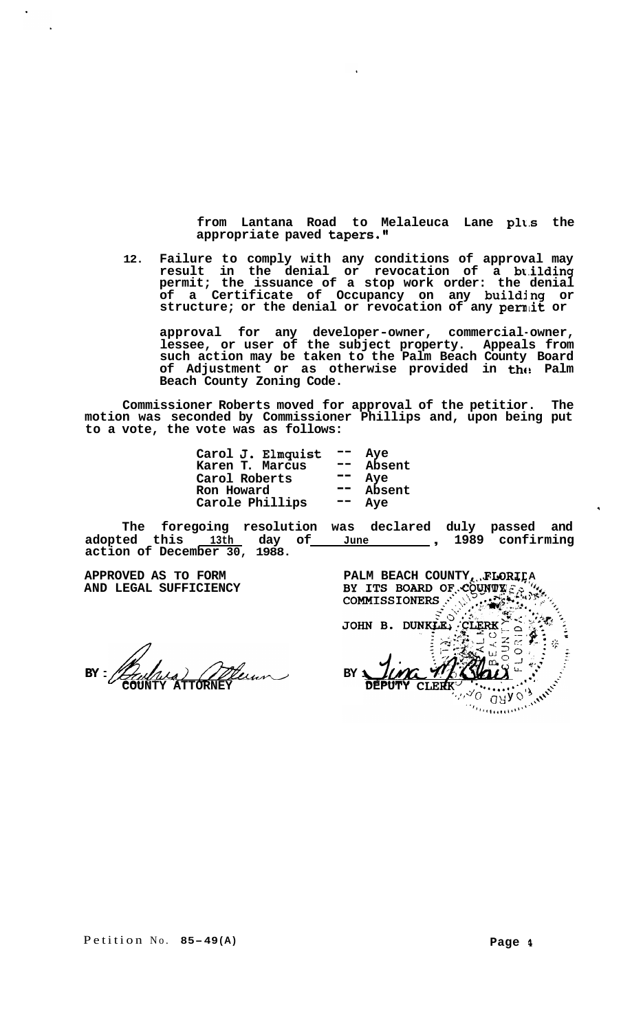from Lantana Road to Melaleuca Lane plus the appropriate paved tapers."

12. Failure to comply with any conditions of approval may result in the denial or revocation of a building permit; the issuance of a stop work order: the denial of a Certificate of Occupancy on any building or structure; or the denial or revocation of any permit or approval for any developer-owner, commercial-owner, lessee, or user of the subject property. Appeals from such action may be taken to the Palm Beach County Board of Adjustment or as otherwise provided in the Palm Beach County Zoning Code.

Commissioner Roberts moved for approval of the petition. The motion was seconded by Commissioner Phillips and, upon being put to a vote, the vote was as follows:

| | | |
|---|---|---|
| Carol J. Elmquist | -- | Aye |
| Karen T. Marcus | -- | Absent |
| Carol Roberts | -- | Aye |
| Ron Howard | -- | Absent |
| Carole Phillips | -- | Aye |

The foregoing resolution was declared duly passed and adopted this 13th day of June, 1989 confirming action of December 30, 1988.

APPROVED AS TO FORM
AND LEGAL SUFFICIENCY

BY: COUNTY ATTORNEY

PALM BEACH COUNTY, FLORIDA
BY ITS BOARD OF COUNTY
COMMISSIONERS

JOHN B. DUNKLE, CLERK

BY: DEPUTY CLERK

Petition No. 85-49(A)